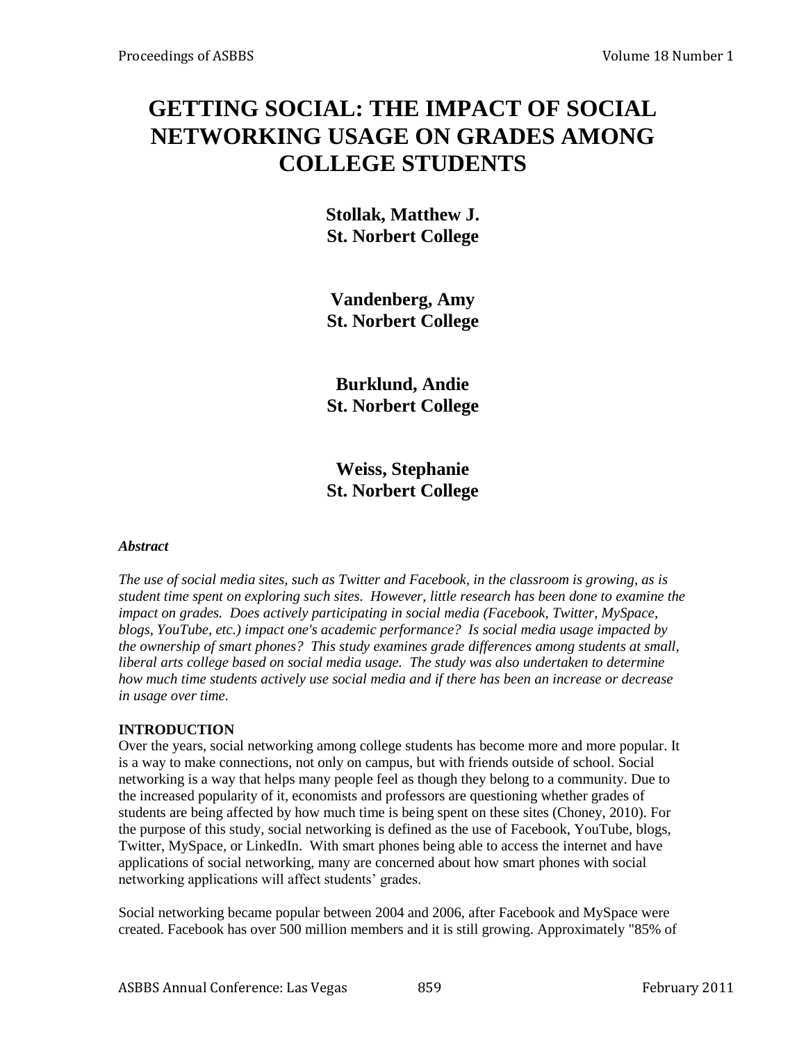# GETTING SOCIAL: THE IMPACT OF SOCIAL NETWORKING USAGE ON GRADES AMONG COLLEGE STUDENTS

**Stollak, Matthew J.**
**St. Norbert College**

**Vandenberg, Amy**
**St. Norbert College**

**Burklund, Andie**
**St. Norbert College**

**Weiss, Stephanie**
**St. Norbert College**

***Abstract***

*The use of social media sites, such as Twitter and Facebook, in the classroom is growing, as is student time spent on exploring such sites. However, little research has been done to examine the impact on grades. Does actively participating in social media (Facebook, Twitter, MySpace, blogs, YouTube, etc.) impact one's academic performance? Is social media usage impacted by the ownership of smart phones? This study examines grade differences among students at small, liberal arts college based on social media usage. The study was also undertaken to determine how much time students actively use social media and if there has been an increase or decrease in usage over time.*

**INTRODUCTION**

Over the years, social networking among college students has become more and more popular. It is a way to make connections, not only on campus, but with friends outside of school. Social networking is a way that helps many people feel as though they belong to a community. Due to the increased popularity of it, economists and professors are questioning whether grades of students are being affected by how much time is being spent on these sites (Choney, 2010). For the purpose of this study, social networking is defined as the use of Facebook, YouTube, blogs, Twitter, MySpace, or LinkedIn. With smart phones being able to access the internet and have applications of social networking, many are concerned about how smart phones with social networking applications will affect students' grades.

Social networking became popular between 2004 and 2006, after Facebook and MySpace were created. Facebook has over 500 million members and it is still growing. Approximately "85% of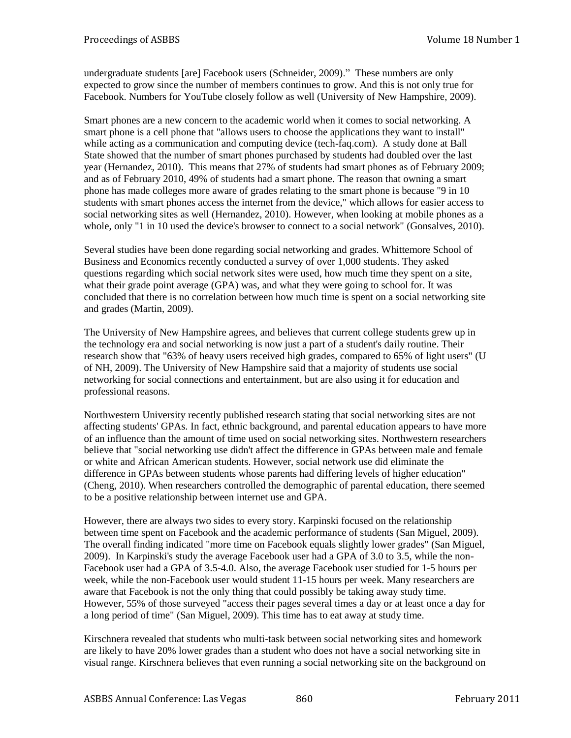undergraduate students [are] Facebook users (Schneider, 2009)." These numbers are only expected to grow since the number of members continues to grow. And this is not only true for Facebook. Numbers for YouTube closely follow as well (University of New Hampshire, 2009).

Smart phones are a new concern to the academic world when it comes to social networking. A smart phone is a cell phone that "allows users to choose the applications they want to install" while acting as a communication and computing device (tech-faq.com). A study done at Ball State showed that the number of smart phones purchased by students had doubled over the last year (Hernandez, 2010). This means that 27% of students had smart phones as of February 2009; and as of February 2010, 49% of students had a smart phone. The reason that owning a smart phone has made colleges more aware of grades relating to the smart phone is because "9 in 10 students with smart phones access the internet from the device," which allows for easier access to social networking sites as well (Hernandez, 2010). However, when looking at mobile phones as a whole, only "1 in 10 used the device's browser to connect to a social network" (Gonsalves, 2010).

Several studies have been done regarding social networking and grades. Whittemore School of Business and Economics recently conducted a survey of over 1,000 students. They asked questions regarding which social network sites were used, how much time they spent on a site, what their grade point average (GPA) was, and what they were going to school for. It was concluded that there is no correlation between how much time is spent on a social networking site and grades (Martin, 2009).

The University of New Hampshire agrees, and believes that current college students grew up in the technology era and social networking is now just a part of a student's daily routine. Their research show that "63% of heavy users received high grades, compared to 65% of light users" (U of NH, 2009). The University of New Hampshire said that a majority of students use social networking for social connections and entertainment, but are also using it for education and professional reasons.

Northwestern University recently published research stating that social networking sites are not affecting students' GPAs. In fact, ethnic background, and parental education appears to have more of an influence than the amount of time used on social networking sites. Northwestern researchers believe that "social networking use didn't affect the difference in GPAs between male and female or white and African American students. However, social network use did eliminate the difference in GPAs between students whose parents had differing levels of higher education" (Cheng, 2010). When researchers controlled the demographic of parental education, there seemed to be a positive relationship between internet use and GPA.

However, there are always two sides to every story. Karpinski focused on the relationship between time spent on Facebook and the academic performance of students (San Miguel, 2009). The overall finding indicated "more time on Facebook equals slightly lower grades" (San Miguel, 2009). In Karpinski's study the average Facebook user had a GPA of 3.0 to 3.5, while the non-Facebook user had a GPA of 3.5-4.0. Also, the average Facebook user studied for 1-5 hours per week, while the non-Facebook user would student 11-15 hours per week. Many researchers are aware that Facebook is not the only thing that could possibly be taking away study time. However, 55% of those surveyed "access their pages several times a day or at least once a day for a long period of time" (San Miguel, 2009). This time has to eat away at study time.

Kirschnera revealed that students who multi-task between social networking sites and homework are likely to have 20% lower grades than a student who does not have a social networking site in visual range. Kirschnera believes that even running a social networking site on the background on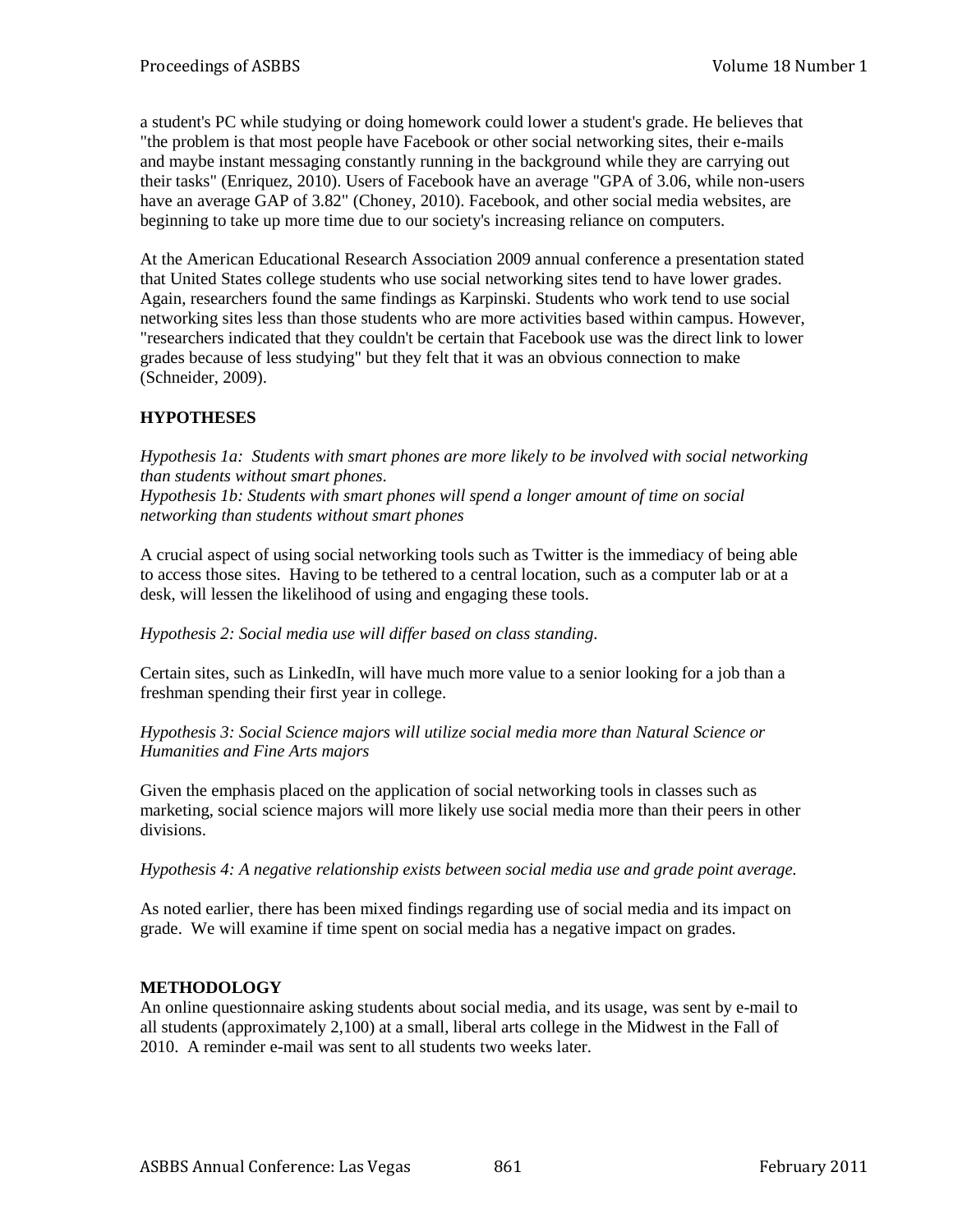a student's PC while studying or doing homework could lower a student's grade. He believes that "the problem is that most people have Facebook or other social networking sites, their e-mails and maybe instant messaging constantly running in the background while they are carrying out their tasks" (Enriquez, 2010). Users of Facebook have an average "GPA of 3.06, while non-users have an average GAP of 3.82" (Choney, 2010). Facebook, and other social media websites, are beginning to take up more time due to our society's increasing reliance on computers.

At the American Educational Research Association 2009 annual conference a presentation stated that United States college students who use social networking sites tend to have lower grades. Again, researchers found the same findings as Karpinski. Students who work tend to use social networking sites less than those students who are more activities based within campus. However, "researchers indicated that they couldn't be certain that Facebook use was the direct link to lower grades because of less studying" but they felt that it was an obvious connection to make (Schneider, 2009).

## HYPOTHESES

*Hypothesis 1a: Students with smart phones are more likely to be involved with social networking than students without smart phones.*
*Hypothesis 1b: Students with smart phones will spend a longer amount of time on social networking than students without smart phones*

A crucial aspect of using social networking tools such as Twitter is the immediacy of being able to access those sites. Having to be tethered to a central location, such as a computer lab or at a desk, will lessen the likelihood of using and engaging these tools.

*Hypothesis 2: Social media use will differ based on class standing.*

Certain sites, such as LinkedIn, will have much more value to a senior looking for a job than a freshman spending their first year in college.

*Hypothesis 3: Social Science majors will utilize social media more than Natural Science or Humanities and Fine Arts majors*

Given the emphasis placed on the application of social networking tools in classes such as marketing, social science majors will more likely use social media more than their peers in other divisions.

*Hypothesis 4: A negative relationship exists between social media use and grade point average.*

As noted earlier, there has been mixed findings regarding use of social media and its impact on grade. We will examine if time spent on social media has a negative impact on grades.

## METHODOLOGY

An online questionnaire asking students about social media, and its usage, was sent by e-mail to all students (approximately 2,100) at a small, liberal arts college in the Midwest in the Fall of 2010. A reminder e-mail was sent to all students two weeks later.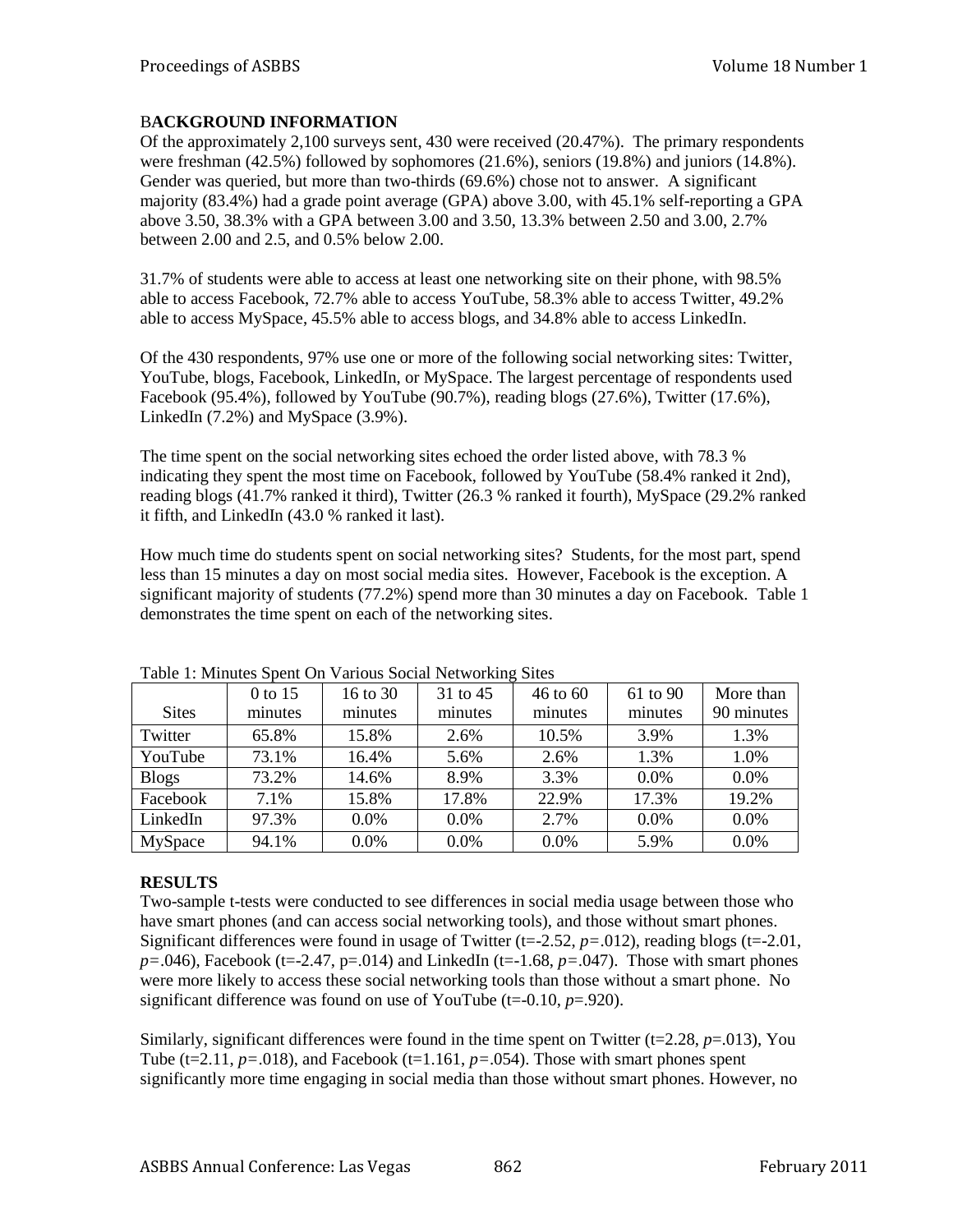## BACKGROUND INFORMATION

Of the approximately 2,100 surveys sent, 430 were received (20.47%). The primary respondents were freshman (42.5%) followed by sophomores (21.6%), seniors (19.8%) and juniors (14.8%). Gender was queried, but more than two-thirds (69.6%) chose not to answer. A significant majority (83.4%) had a grade point average (GPA) above 3.00, with 45.1% self-reporting a GPA above 3.50, 38.3% with a GPA between 3.00 and 3.50, 13.3% between 2.50 and 3.00, 2.7% between 2.00 and 2.5, and 0.5% below 2.00.

31.7% of students were able to access at least one networking site on their phone, with 98.5% able to access Facebook, 72.7% able to access YouTube, 58.3% able to access Twitter, 49.2% able to access MySpace, 45.5% able to access blogs, and 34.8% able to access LinkedIn.

Of the 430 respondents, 97% use one or more of the following social networking sites: Twitter, YouTube, blogs, Facebook, LinkedIn, or MySpace. The largest percentage of respondents used Facebook (95.4%), followed by YouTube (90.7%), reading blogs (27.6%), Twitter (17.6%), LinkedIn (7.2%) and MySpace (3.9%).

The time spent on the social networking sites echoed the order listed above, with 78.3 % indicating they spent the most time on Facebook, followed by YouTube (58.4% ranked it 2nd), reading blogs (41.7% ranked it third), Twitter (26.3 % ranked it fourth), MySpace (29.2% ranked it fifth, and LinkedIn (43.0 % ranked it last).

How much time do students spent on social networking sites? Students, for the most part, spend less than 15 minutes a day on most social media sites. However, Facebook is the exception. A significant majority of students (77.2%) spend more than 30 minutes a day on Facebook. Table 1 demonstrates the time spent on each of the networking sites.

Table 1: Minutes Spent On Various Social Networking Sites

| Sites | 0 to 15 minutes | 16 to 30 minutes | 31 to 45 minutes | 46 to 60 minutes | 61 to 90 minutes | More than 90 minutes |
|---|---|---|---|---|---|---|
| Twitter | 65.8% | 15.8% | 2.6% | 10.5% | 3.9% | 1.3% |
| YouTube | 73.1% | 16.4% | 5.6% | 2.6% | 1.3% | 1.0% |
| Blogs | 73.2% | 14.6% | 8.9% | 3.3% | 0.0% | 0.0% |
| Facebook | 7.1% | 15.8% | 17.8% | 22.9% | 17.3% | 19.2% |
| LinkedIn | 97.3% | 0.0% | 0.0% | 2.7% | 0.0% | 0.0% |
| MySpace | 94.1% | 0.0% | 0.0% | 0.0% | 5.9% | 0.0% |

## RESULTS

Two-sample t-tests were conducted to see differences in social media usage between those who have smart phones (and can access social networking tools), and those without smart phones. Significant differences were found in usage of Twitter ($t=-2.52$, $p=.012$), reading blogs ($t=-2.01$, $p=.046$), Facebook ($t=-2.47$, $p=.014$) and LinkedIn ($t=-1.68$, $p=.047$). Those with smart phones were more likely to access these social networking tools than those without a smart phone. No significant difference was found on use of YouTube ($t=-0.10$, $p=.920$).

Similarly, significant differences were found in the time spent on Twitter ($t=2.28$, $p=.013$), You Tube ($t=2.11$, $p=.018$), and Facebook ($t=1.161$, $p=.054$). Those with smart phones spent significantly more time engaging in social media than those without smart phones. However, no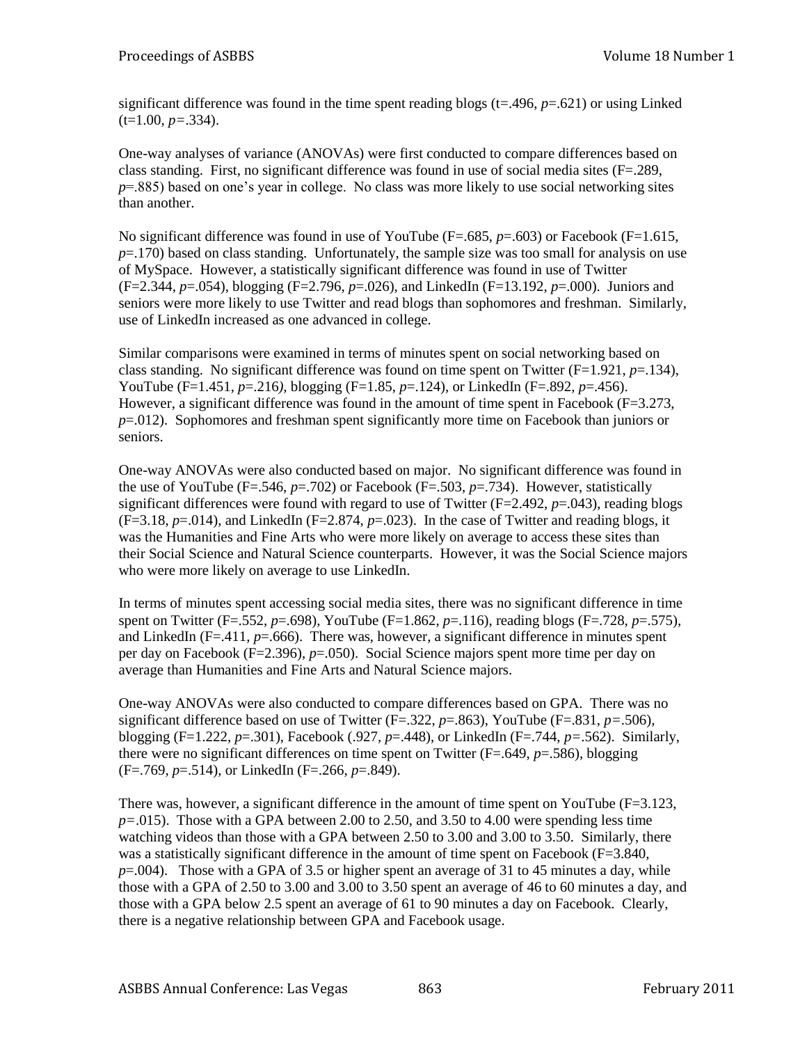significant difference was found in the time spent reading blogs ($t=.496$, $p=.621$) or using Linked ($t=1.00$, $p=.334$).

One-way analyses of variance (ANOVAs) were first conducted to compare differences based on class standing. First, no significant difference was found in use of social media sites ($F=.289$, $p=.885$) based on one's year in college. No class was more likely to use social networking sites than another.

No significant difference was found in use of YouTube ($F=.685$, $p=.603$) or Facebook ($F=1.615$, $p=.170$) based on class standing. Unfortunately, the sample size was too small for analysis on use of MySpace. However, a statistically significant difference was found in use of Twitter ($F=2.344$, $p=.054$), blogging ($F=2.796$, $p=.026$), and LinkedIn ($F=13.192$, $p=.000$). Juniors and seniors were more likely to use Twitter and read blogs than sophomores and freshman. Similarly, use of LinkedIn increased as one advanced in college.

Similar comparisons were examined in terms of minutes spent on social networking based on class standing. No significant difference was found on time spent on Twitter ($F=1.921$, $p=.134$), YouTube ($F=1.451$, $p=.216$), blogging ($F=1.85$, $p=.124$), or LinkedIn ($F=.892$, $p=.456$). However, a significant difference was found in the amount of time spent in Facebook ($F=3.273$, $p=.012$). Sophomores and freshman spent significantly more time on Facebook than juniors or seniors.

One-way ANOVAs were also conducted based on major. No significant difference was found in the use of YouTube ($F=.546$, $p=.702$) or Facebook ($F=.503$, $p=.734$). However, statistically significant differences were found with regard to use of Twitter ($F=2.492$, $p=.043$), reading blogs ($F=3.18$, $p=.014$), and LinkedIn ($F=2.874$, $p=.023$). In the case of Twitter and reading blogs, it was the Humanities and Fine Arts who were more likely on average to access these sites than their Social Science and Natural Science counterparts. However, it was the Social Science majors who were more likely on average to use LinkedIn.

In terms of minutes spent accessing social media sites, there was no significant difference in time spent on Twitter ($F=.552$, $p=.698$), YouTube ($F=1.862$, $p=.116$), reading blogs ($F=.728$, $p=.575$), and LinkedIn ($F=.411$, $p=.666$). There was, however, a significant difference in minutes spent per day on Facebook ($F=2.396$), $p=.050$). Social Science majors spent more time per day on average than Humanities and Fine Arts and Natural Science majors.

One-way ANOVAs were also conducted to compare differences based on GPA. There was no significant difference based on use of Twitter ($F=.322$, $p=.863$), YouTube ($F=.831$, $p=.506$), blogging ($F=1.222$, $p=.301$), Facebook (.927, $p=.448$), or LinkedIn ($F=.744$, $p=.562$). Similarly, there were no significant differences on time spent on Twitter ($F=.649$, $p=.586$), blogging ($F=.769$, $p=.514$), or LinkedIn ($F=.266$, $p=.849$).

There was, however, a significant difference in the amount of time spent on YouTube ($F=3.123$, $p=.015$). Those with a GPA between 2.00 to 2.50, and 3.50 to 4.00 were spending less time watching videos than those with a GPA between 2.50 to 3.00 and 3.00 to 3.50. Similarly, there was a statistically significant difference in the amount of time spent on Facebook ($F=3.840$, $p=.004$). Those with a GPA of 3.5 or higher spent an average of 31 to 45 minutes a day, while those with a GPA of 2.50 to 3.00 and 3.00 to 3.50 spent an average of 46 to 60 minutes a day, and those with a GPA below 2.5 spent an average of 61 to 90 minutes a day on Facebook. Clearly, there is a negative relationship between GPA and Facebook usage.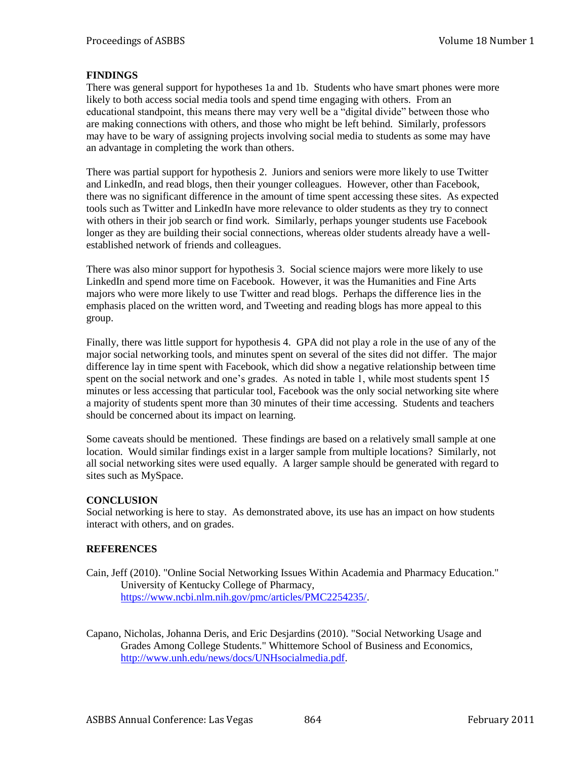## FINDINGS

There was general support for hypotheses 1a and 1b. Students who have smart phones were more likely to both access social media tools and spend time engaging with others. From an educational standpoint, this means there may very well be a "digital divide" between those who are making connections with others, and those who might be left behind. Similarly, professors may have to be wary of assigning projects involving social media to students as some may have an advantage in completing the work than others.

There was partial support for hypothesis 2. Juniors and seniors were more likely to use Twitter and LinkedIn, and read blogs, then their younger colleagues. However, other than Facebook, there was no significant difference in the amount of time spent accessing these sites. As expected tools such as Twitter and LinkedIn have more relevance to older students as they try to connect with others in their job search or find work. Similarly, perhaps younger students use Facebook longer as they are building their social connections, whereas older students already have a well-established network of friends and colleagues.

There was also minor support for hypothesis 3. Social science majors were more likely to use LinkedIn and spend more time on Facebook. However, it was the Humanities and Fine Arts majors who were more likely to use Twitter and read blogs. Perhaps the difference lies in the emphasis placed on the written word, and Tweeting and reading blogs has more appeal to this group.

Finally, there was little support for hypothesis 4. GPA did not play a role in the use of any of the major social networking tools, and minutes spent on several of the sites did not differ. The major difference lay in time spent with Facebook, which did show a negative relationship between time spent on the social network and one's grades. As noted in table 1, while most students spent 15 minutes or less accessing that particular tool, Facebook was the only social networking site where a majority of students spent more than 30 minutes of their time accessing. Students and teachers should be concerned about its impact on learning.

Some caveats should be mentioned. These findings are based on a relatively small sample at one location. Would similar findings exist in a larger sample from multiple locations? Similarly, not all social networking sites were used equally. A larger sample should be generated with regard to sites such as MySpace.

## CONCLUSION

Social networking is here to stay. As demonstrated above, its use has an impact on how students interact with others, and on grades.

## REFERENCES

Cain, Jeff (2010). "Online Social Networking Issues Within Academia and Pharmacy Education." University of Kentucky College of Pharmacy, https://www.ncbi.nlm.nih.gov/pmc/articles/PMC2254235/.

Capano, Nicholas, Johanna Deris, and Eric Desjardins (2010). "Social Networking Usage and Grades Among College Students." Whittemore School of Business and Economics, http://www.unh.edu/news/docs/UNHsocialmedia.pdf.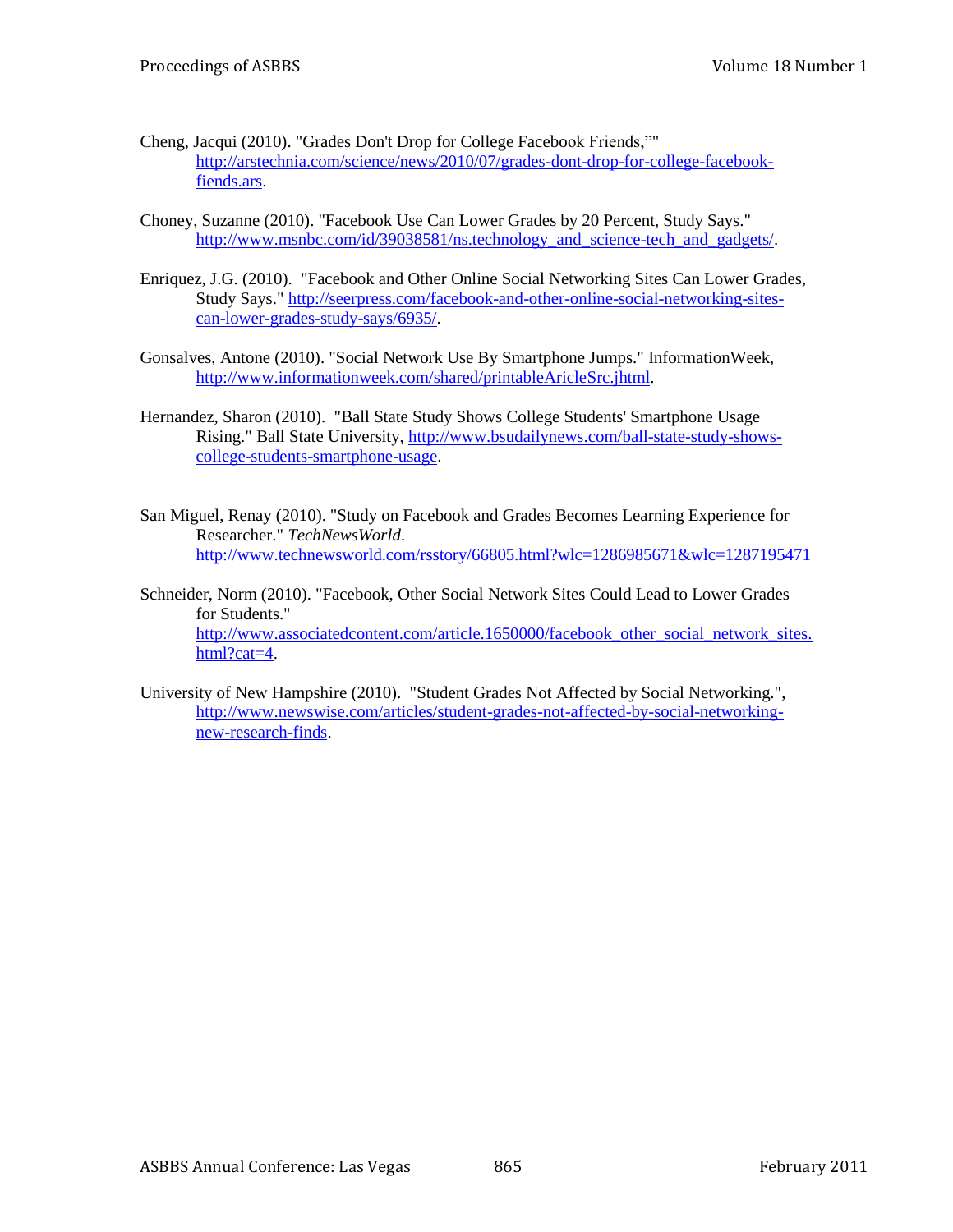Cheng, Jacqui (2010). "Grades Don't Drop for College Facebook Friends,"" http://arstechnia.com/science/news/2010/07/grades-dont-drop-for-college-facebook-fiends.ars.

Choney, Suzanne (2010). "Facebook Use Can Lower Grades by 20 Percent, Study Says." http://www.msnbc.com/id/39038581/ns.technology_and_science-tech_and_gadgets/.

Enriquez, J.G. (2010). "Facebook and Other Online Social Networking Sites Can Lower Grades, Study Says." http://seerpress.com/facebook-and-other-online-social-networking-sites-can-lower-grades-study-says/6935/.

Gonsalves, Antone (2010). "Social Network Use By Smartphone Jumps." InformationWeek, http://www.informationweek.com/shared/printableAricleSrc.jhtml.

Hernandez, Sharon (2010). "Ball State Study Shows College Students' Smartphone Usage Rising." Ball State University, http://www.bsudailynews.com/ball-state-study-shows-college-students-smartphone-usage.

San Miguel, Renay (2010). "Study on Facebook and Grades Becomes Learning Experience for Researcher." *TechNewsWorld*. http://www.technewsworld.com/rsstory/66805.html?wlc=1286985671&wlc=1287195471

Schneider, Norm (2010). "Facebook, Other Social Network Sites Could Lead to Lower Grades for Students." http://www.associatedcontent.com/article.1650000/facebook_other_social_network_sites.html?cat=4.

University of New Hampshire (2010). "Student Grades Not Affected by Social Networking.", http://www.newswise.com/articles/student-grades-not-affected-by-social-networking-new-research-finds.